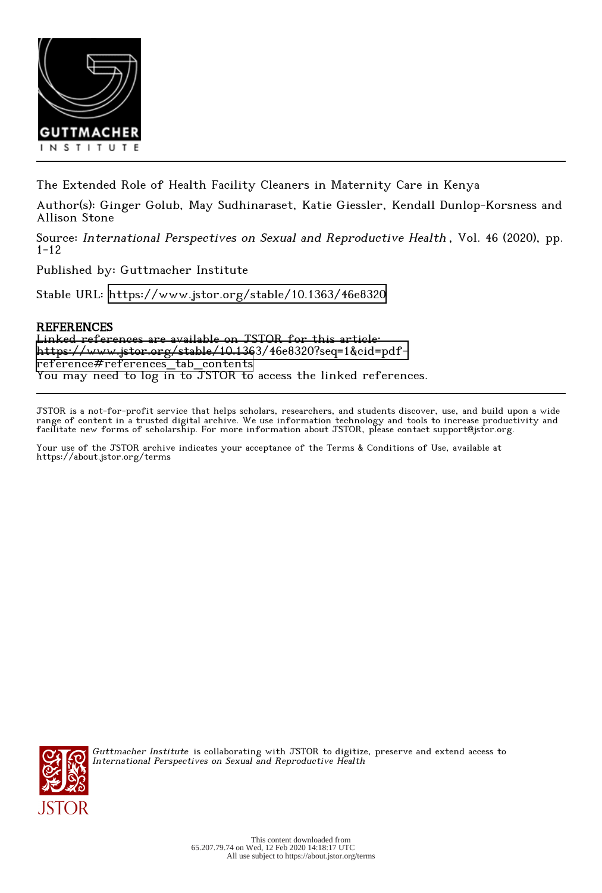The Extended Role of Health Facility Cleaners in Maternity Care in Kenya

Author(s): Ginger Golub, May Sudhinaraset, Katie Giessler, Kendall Dunlop-Korsness and Allison Stone

Source: *International Perspectives on Sexual and Reproductive Health*, Vol. 46 (2020), pp. 1-12

Published by: Guttmacher Institute

Stable URL: https://www.jstor.org/stable/10.1363/46e8320

## REFERENCES

Linked references are available on JSTOR for this article:
https://www.jstor.org/stable/10.1363/46e8320?seq=1&cid=pdf-reference#references_tab_contents
You may need to log in to JSTOR to access the linked references.

JSTOR is a not-for-profit service that helps scholars, researchers, and students discover, use, and build upon a wide range of content in a trusted digital archive. We use information technology and tools to increase productivity and facilitate new forms of scholarship. For more information about JSTOR, please contact support@jstor.org.

Your use of the JSTOR archive indicates your acceptance of the Terms & Conditions of Use, available at https://about.jstor.org/terms

*Guttmacher Institute* is collaborating with JSTOR to digitize, preserve and extend access to *International Perspectives on Sexual and Reproductive Health*

This content downloaded from 65.207.79.74 on Wed, 12 Feb 2020 14:18:17 UTC
All use subject to https://about.jstor.org/terms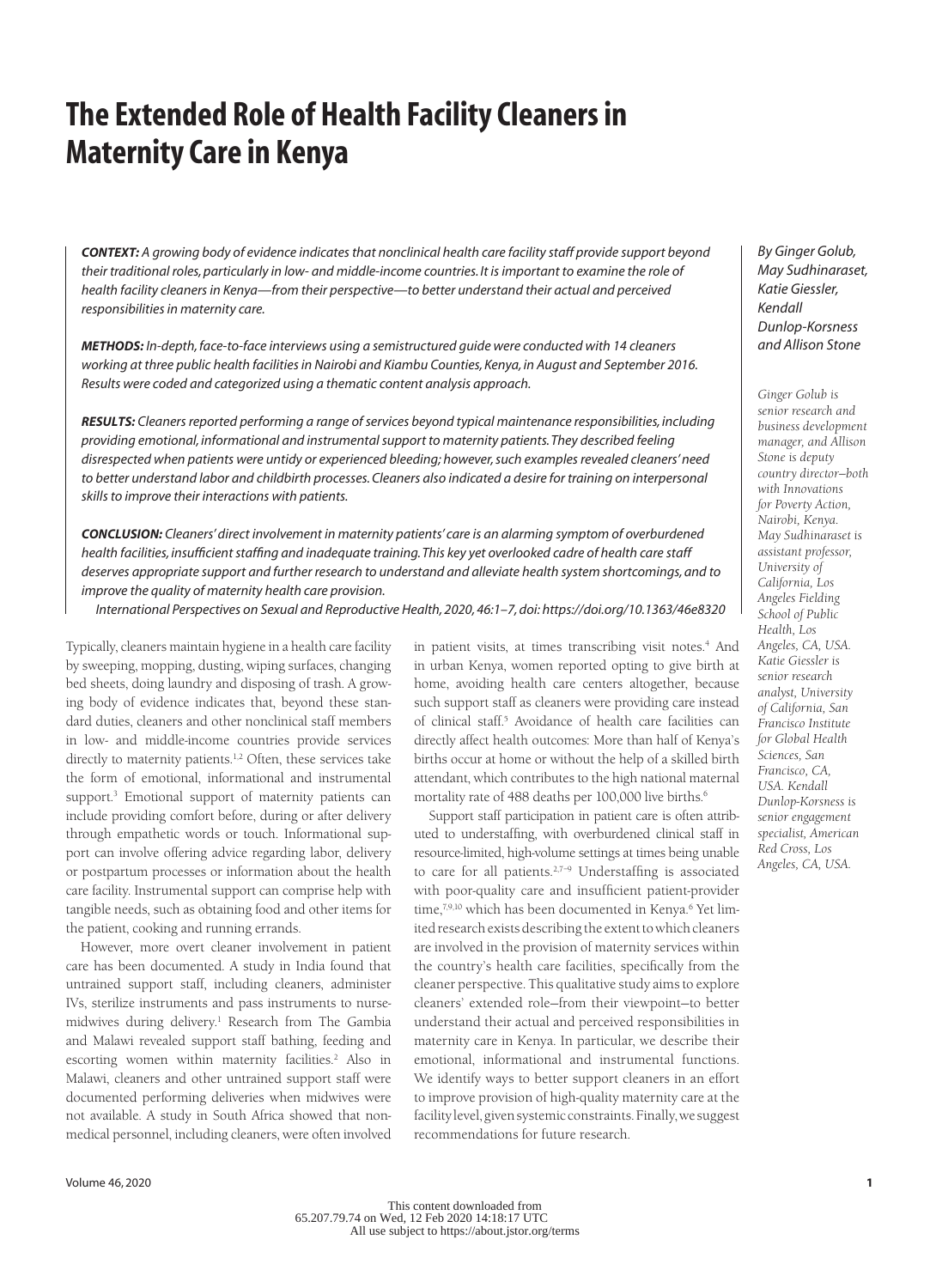# The Extended Role of Health Facility Cleaners in Maternity Care in Kenya

*By Ginger Golub, May Sudhinaraset, Katie Giessler, Kendall Dunlop-Korsness and Allison Stone*

*Ginger Golub is senior research and business development manager, and Allison Stone is deputy country director—both with Innovations for Poverty Action, Nairobi, Kenya. May Sudhinaraset is assistant professor, University of California, Los Angeles Fielding School of Public Health, Los Angeles, CA, USA. Katie Giessler is senior research analyst, University of California, San Francisco Institute for Global Health Sciences, San Francisco, CA, USA. Kendall Dunlop-Korsness is senior engagement specialist, American Red Cross, Los Angeles, CA, USA.*

***CONTEXT:*** *A growing body of evidence indicates that nonclinical health care facility staff provide support beyond their traditional roles, particularly in low- and middle-income countries. It is important to examine the role of health facility cleaners in Kenya—from their perspective—to better understand their actual and perceived responsibilities in maternity care.*

***METHODS:*** *In-depth, face-to-face interviews using a semistructured guide were conducted with 14 cleaners working at three public health facilities in Nairobi and Kiambu Counties, Kenya, in August and September 2016. Results were coded and categorized using a thematic content analysis approach.*

***RESULTS:*** *Cleaners reported performing a range of services beyond typical maintenance responsibilities, including providing emotional, informational and instrumental support to maternity patients. They described feeling disrespected when patients were untidy or experienced bleeding; however, such examples revealed cleaners' need to better understand labor and childbirth processes. Cleaners also indicated a desire for training on interpersonal skills to improve their interactions with patients.*

***CONCLUSION:*** *Cleaners' direct involvement in maternity patients' care is an alarming symptom of overburdened health facilities, insufficient staffing and inadequate training. This key yet overlooked cadre of health care staff deserves appropriate support and further research to understand and alleviate health system shortcomings, and to improve the quality of maternity health care provision.*

*International Perspectives on Sexual and Reproductive Health, 2020, 46:1–7, doi: https://doi.org/10.1363/46e8320*

Typically, cleaners maintain hygiene in a health care facility by sweeping, mopping, dusting, wiping surfaces, changing bed sheets, doing laundry and disposing of trash. A growing body of evidence indicates that, beyond these standard duties, cleaners and other nonclinical staff members in low- and middle-income countries provide services directly to maternity patients.[1,2] Often, these services take the form of emotional, informational and instrumental support.[3] Emotional support of maternity patients can include providing comfort before, during or after delivery through empathetic words or touch. Informational support can involve offering advice regarding labor, delivery or postpartum processes or information about the health care facility. Instrumental support can comprise help with tangible needs, such as obtaining food and other items for the patient, cooking and running errands.

However, more overt cleaner involvement in patient care has been documented. A study in India found that untrained support staff, including cleaners, administer IVs, sterilize instruments and pass instruments to nurse-midwives during delivery.[1] Research from The Gambia and Malawi revealed support staff bathing, feeding and escorting women within maternity facilities.[2] Also in Malawi, cleaners and other untrained support staff were documented performing deliveries when midwives were not available. A study in South Africa showed that nonmedical personnel, including cleaners, were often involved in patient visits, at times transcribing visit notes.[4] And in urban Kenya, women reported opting to give birth at home, avoiding health care centers altogether, because such support staff as cleaners were providing care instead of clinical staff.[5] Avoidance of health care facilities can directly affect health outcomes: More than half of Kenya's births occur at home or without the help of a skilled birth attendant, which contributes to the high national maternal mortality rate of 488 deaths per 100,000 live births.[6]

Support staff participation in patient care is often attributed to understaffing, with overburdened clinical staff in resource-limited, high-volume settings at times being unable to care for all patients.[2,7–9] Understaffing is associated with poor-quality care and insufficient patient-provider time,[7,9,10] which has been documented in Kenya.[6] Yet limited research exists describing the extent to which cleaners are involved in the provision of maternity services within the country's health care facilities, specifically from the cleaner perspective. This qualitative study aims to explore cleaners' extended role—from their viewpoint—to better understand their actual and perceived responsibilities in maternity care in Kenya. In particular, we describe their emotional, informational and instrumental functions. We identify ways to better support cleaners in an effort to improve provision of high-quality maternity care at the facility level, given systemic constraints. Finally, we suggest recommendations for future research.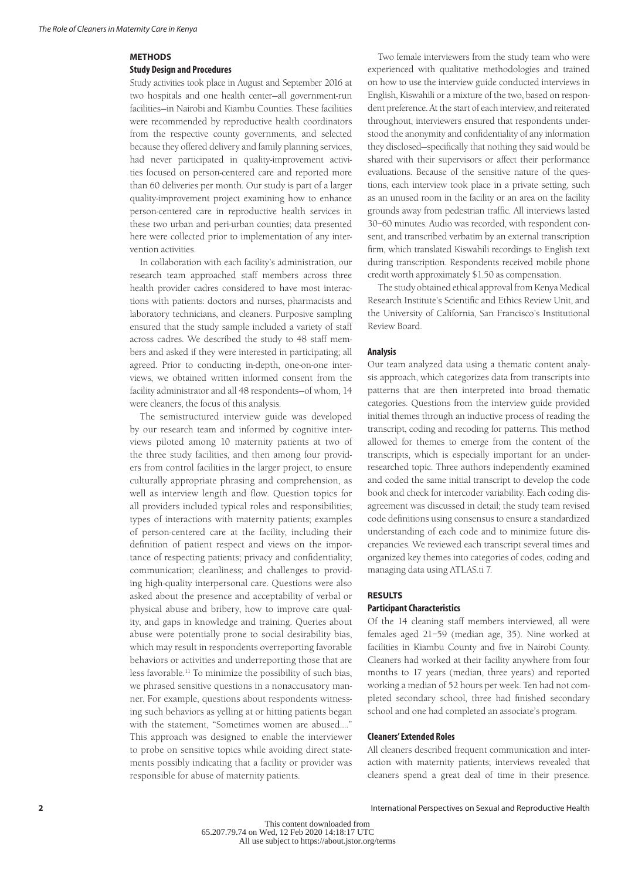## METHODS

### Study Design and Procedures

Study activities took place in August and September 2016 at two hospitals and one health center—all government-run facilities—in Nairobi and Kiambu Counties. These facilities were recommended by reproductive health coordinators from the respective county governments, and selected because they offered delivery and family planning services, had never participated in quality-improvement activities focused on person-centered care and reported more than 60 deliveries per month. Our study is part of a larger quality-improvement project examining how to enhance person-centered care in reproductive health services in these two urban and peri-urban counties; data presented here were collected prior to implementation of any intervention activities.

In collaboration with each facility's administration, our research team approached staff members across three health provider cadres considered to have most interactions with patients: doctors and nurses, pharmacists and laboratory technicians, and cleaners. Purposive sampling ensured that the study sample included a variety of staff across cadres. We described the study to 48 staff members and asked if they were interested in participating; all agreed. Prior to conducting in-depth, one-on-one interviews, we obtained written informed consent from the facility administrator and all 48 respondents—of whom, 14 were cleaners, the focus of this analysis.

The semistructured interview guide was developed by our research team and informed by cognitive interviews piloted among 10 maternity patients at two of the three study facilities, and then among four providers from control facilities in the larger project, to ensure culturally appropriate phrasing and comprehension, as well as interview length and flow. Question topics for all providers included typical roles and responsibilities; types of interactions with maternity patients; examples of person-centered care at the facility, including their definition of patient respect and views on the importance of respecting patients; privacy and confidentiality; communication; cleanliness; and challenges to providing high-quality interpersonal care. Questions were also asked about the presence and acceptability of verbal or physical abuse and bribery, how to improve care quality, and gaps in knowledge and training. Queries about abuse were potentially prone to social desirability bias, which may result in respondents overreporting favorable behaviors or activities and underreporting those that are less favorable.[11] To minimize the possibility of such bias, we phrased sensitive questions in a nonaccusatory manner. For example, questions about respondents witnessing such behaviors as yelling at or hitting patients began with the statement, "Sometimes women are abused...." This approach was designed to enable the interviewer to probe on sensitive topics while avoiding direct statements possibly indicating that a facility or provider was responsible for abuse of maternity patients.

Two female interviewers from the study team who were experienced with qualitative methodologies and trained on how to use the interview guide conducted interviews in English, Kiswahili or a mixture of the two, based on respondent preference. At the start of each interview, and reiterated throughout, interviewers ensured that respondents understood the anonymity and confidentiality of any information they disclosed—specifically that nothing they said would be shared with their supervisors or affect their performance evaluations. Because of the sensitive nature of the questions, each interview took place in a private setting, such as an unused room in the facility or an area on the facility grounds away from pedestrian traffic. All interviews lasted 30–60 minutes. Audio was recorded, with respondent consent, and transcribed verbatim by an external transcription firm, which translated Kiswahili recordings to English text during transcription. Respondents received mobile phone credit worth approximately $1.50 as compensation.

The study obtained ethical approval from Kenya Medical Research Institute's Scientific and Ethics Review Unit, and the University of California, San Francisco's Institutional Review Board.

### Analysis

Our team analyzed data using a thematic content analysis approach, which categorizes data from transcripts into patterns that are then interpreted into broad thematic categories. Questions from the interview guide provided initial themes through an inductive process of reading the transcript, coding and recoding for patterns. This method allowed for themes to emerge from the content of the transcripts, which is especially important for an under-researched topic. Three authors independently examined and coded the same initial transcript to develop the code book and check for intercoder variability. Each coding disagreement was discussed in detail; the study team revised code definitions using consensus to ensure a standardized understanding of each code and to minimize future discrepancies. We reviewed each transcript several times and organized key themes into categories of codes, coding and managing data using ATLAS.ti 7.

## RESULTS

### Participant Characteristics

Of the 14 cleaning staff members interviewed, all were females aged 21–59 (median age, 35). Nine worked at facilities in Kiambu County and five in Nairobi County. Cleaners had worked at their facility anywhere from four months to 17 years (median, three years) and reported working a median of 52 hours per week. Ten had not completed secondary school, three had finished secondary school and one had completed an associate's program.

### Cleaners' Extended Roles

All cleaners described frequent communication and interaction with maternity patients; interviews revealed that cleaners spend a great deal of time in their presence.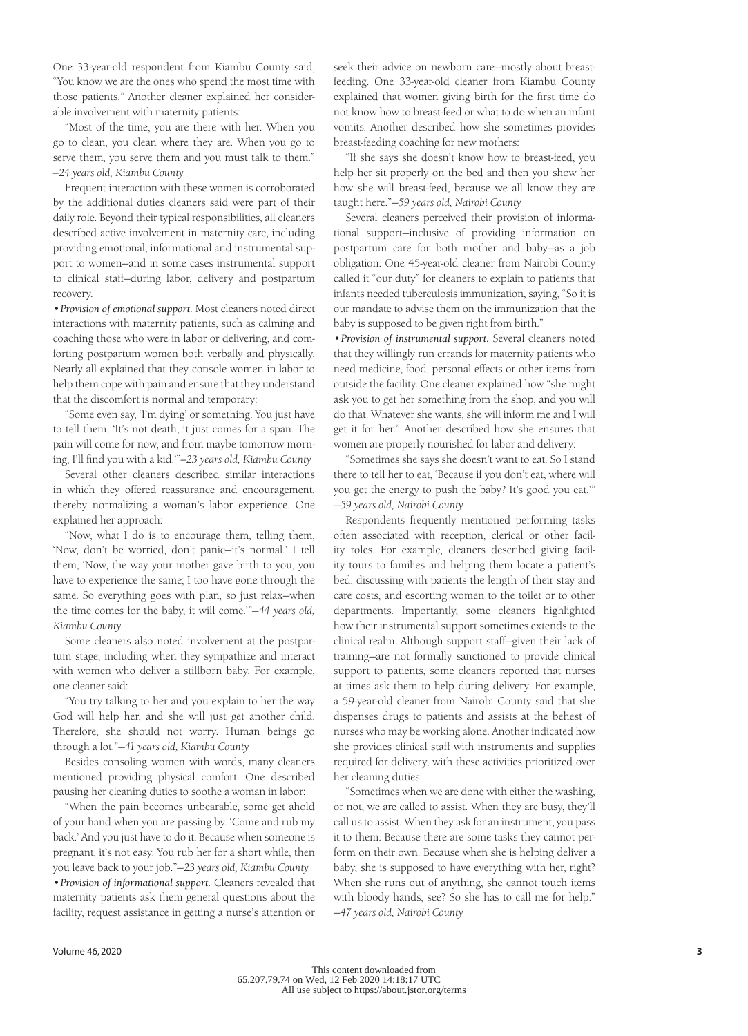One 33-year-old respondent from Kiambu County said, "You know we are the ones who spend the most time with those patients." Another cleaner explained her considerable involvement with maternity patients:

"Most of the time, you are there with her. When you go to clean, you clean where they are. When you go to serve them, you serve them and you must talk to them." *—24 years old, Kiambu County*

Frequent interaction with these women is corroborated by the additional duties cleaners said were part of their daily role. Beyond their typical responsibilities, all cleaners described active involvement in maternity care, including providing emotional, informational and instrumental support to women—and in some cases instrumental support to clinical staff—during labor, delivery and postpartum recovery.

•*Provision of emotional support.* Most cleaners noted direct interactions with maternity patients, such as calming and coaching those who were in labor or delivering, and comforting postpartum women both verbally and physically. Nearly all explained that they console women in labor to help them cope with pain and ensure that they understand that the discomfort is normal and temporary:

"Some even say, 'I'm dying' or something. You just have to tell them, 'It's not death, it just comes for a span. The pain will come for now, and from maybe tomorrow morning, I'll find you with a kid.'"*—23 years old, Kiambu County*

Several other cleaners described similar interactions in which they offered reassurance and encouragement, thereby normalizing a woman's labor experience. One explained her approach:

"Now, what I do is to encourage them, telling them, 'Now, don't be worried, don't panic—it's normal.' I tell them, 'Now, the way your mother gave birth to you, you have to experience the same; I too have gone through the same. So everything goes with plan, so just relax—when the time comes for the baby, it will come.'"*—44 years old, Kiambu County*

Some cleaners also noted involvement at the postpartum stage, including when they sympathize and interact with women who deliver a stillborn baby. For example, one cleaner said:

"You try talking to her and you explain to her the way God will help her, and she will just get another child. Therefore, she should not worry. Human beings go through a lot."*—41 years old, Kiambu County*

Besides consoling women with words, many cleaners mentioned providing physical comfort. One described pausing her cleaning duties to soothe a woman in labor:

"When the pain becomes unbearable, some get ahold of your hand when you are passing by. 'Come and rub my back.' And you just have to do it. Because when someone is pregnant, it's not easy. You rub her for a short while, then you leave back to your job."*—23 years old, Kiambu County*

•*Provision of informational support.* Cleaners revealed that maternity patients ask them general questions about the facility, request assistance in getting a nurse's attention or seek their advice on newborn care—mostly about breast-feeding. One 33-year-old cleaner from Kiambu County explained that women giving birth for the first time do not know how to breast-feed or what to do when an infant vomits. Another described how she sometimes provides breast-feeding coaching for new mothers:

"If she says she doesn't know how to breast-feed, you help her sit properly on the bed and then you show her how she will breast-feed, because we all know they are taught here."*—59 years old, Nairobi County*

Several cleaners perceived their provision of informational support—inclusive of providing information on postpartum care for both mother and baby—as a job obligation. One 45-year-old cleaner from Nairobi County called it "our duty" for cleaners to explain to patients that infants needed tuberculosis immunization, saying, "So it is our mandate to advise them on the immunization that the baby is supposed to be given right from birth."

•*Provision of instrumental support.* Several cleaners noted that they willingly run errands for maternity patients who need medicine, food, personal effects or other items from outside the facility. One cleaner explained how "she might ask you to get her something from the shop, and you will do that. Whatever she wants, she will inform me and I will get it for her." Another described how she ensures that women are properly nourished for labor and delivery:

"Sometimes she says she doesn't want to eat. So I stand there to tell her to eat, 'Because if you don't eat, where will you get the energy to push the baby? It's good you eat.'" *—59 years old, Nairobi County*

Respondents frequently mentioned performing tasks often associated with reception, clerical or other facility roles. For example, cleaners described giving facility tours to families and helping them locate a patient's bed, discussing with patients the length of their stay and care costs, and escorting women to the toilet or to other departments. Importantly, some cleaners highlighted how their instrumental support sometimes extends to the clinical realm. Although support staff—given their lack of training—are not formally sanctioned to provide clinical support to patients, some cleaners reported that nurses at times ask them to help during delivery. For example, a 59-year-old cleaner from Nairobi County said that she dispenses drugs to patients and assists at the behest of nurses who may be working alone. Another indicated how she provides clinical staff with instruments and supplies required for delivery, with these activities prioritized over her cleaning duties:

"Sometimes when we are done with either the washing, or not, we are called to assist. When they are busy, they'll call us to assist. When they ask for an instrument, you pass it to them. Because there are some tasks they cannot perform on their own. Because when she is helping deliver a baby, she is supposed to have everything with her, right? When she runs out of anything, she cannot touch items with bloody hands, see? So she has to call me for help." *—47 years old, Nairobi County*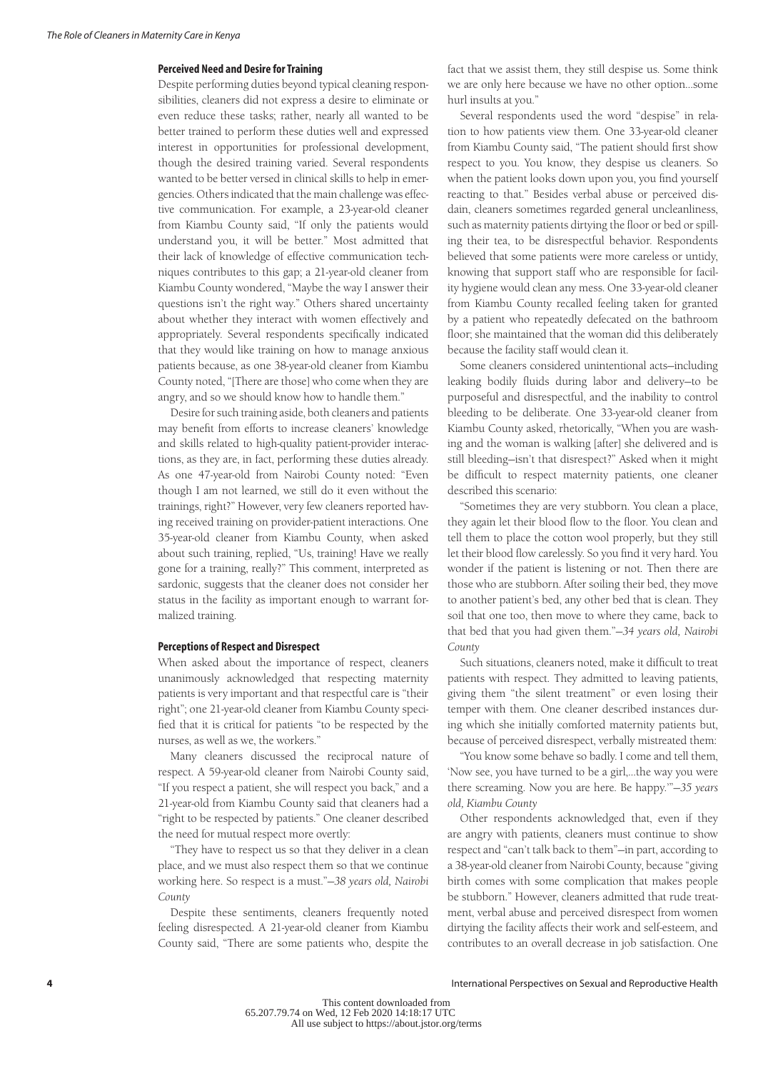### Perceived Need and Desire for Training

Despite performing duties beyond typical cleaning responsibilities, cleaners did not express a desire to eliminate or even reduce these tasks; rather, nearly all wanted to be better trained to perform these duties well and expressed interest in opportunities for professional development, though the desired training varied. Several respondents wanted to be better versed in clinical skills to help in emergencies. Others indicated that the main challenge was effective communication. For example, a 23-year-old cleaner from Kiambu County said, "If only the patients would understand you, it will be better." Most admitted that their lack of knowledge of effective communication techniques contributes to this gap; a 21-year-old cleaner from Kiambu County wondered, "Maybe the way I answer their questions isn't the right way." Others shared uncertainty about whether they interact with women effectively and appropriately. Several respondents specifically indicated that they would like training on how to manage anxious patients because, as one 38-year-old cleaner from Kiambu County noted, "[There are those] who come when they are angry, and so we should know how to handle them."

Desire for such training aside, both cleaners and patients may benefit from efforts to increase cleaners' knowledge and skills related to high-quality patient-provider interactions, as they are, in fact, performing these duties already. As one 47-year-old from Nairobi County noted: "Even though I am not learned, we still do it even without the trainings, right?" However, very few cleaners reported having received training on provider-patient interactions. One 35-year-old cleaner from Kiambu County, when asked about such training, replied, "Us, training! Have we really gone for a training, really?" This comment, interpreted as sardonic, suggests that the cleaner does not consider her status in the facility as important enough to warrant formalized training.

### Perceptions of Respect and Disrespect

When asked about the importance of respect, cleaners unanimously acknowledged that respecting maternity patients is very important and that respectful care is "their right"; one 21-year-old cleaner from Kiambu County specified that it is critical for patients "to be respected by the nurses, as well as we, the workers."

Many cleaners discussed the reciprocal nature of respect. A 59-year-old cleaner from Nairobi County said, "If you respect a patient, she will respect you back," and a 21-year-old from Kiambu County said that cleaners had a "right to be respected by patients." One cleaner described the need for mutual respect more overtly:

"They have to respect us so that they deliver in a clean place, and we must also respect them so that we continue working here. So respect is a must."—*38 years old, Nairobi County*

Despite these sentiments, cleaners frequently noted feeling disrespected. A 21-year-old cleaner from Kiambu County said, "There are some patients who, despite the fact that we assist them, they still despise us. Some think we are only here because we have no other option...some hurl insults at you."

Several respondents used the word "despise" in relation to how patients view them. One 33-year-old cleaner from Kiambu County said, "The patient should first show respect to you. You know, they despise us cleaners. So when the patient looks down upon you, you find yourself reacting to that." Besides verbal abuse or perceived disdain, cleaners sometimes regarded general uncleanliness, such as maternity patients dirtying the floor or bed or spilling their tea, to be disrespectful behavior. Respondents believed that some patients were more careless or untidy, knowing that support staff who are responsible for facility hygiene would clean any mess. One 33-year-old cleaner from Kiambu County recalled feeling taken for granted by a patient who repeatedly defecated on the bathroom floor; she maintained that the woman did this deliberately because the facility staff would clean it.

Some cleaners considered unintentional acts—including leaking bodily fluids during labor and delivery—to be purposeful and disrespectful, and the inability to control bleeding to be deliberate. One 33-year-old cleaner from Kiambu County asked, rhetorically, "When you are washing and the woman is walking [after] she delivered and is still bleeding—isn't that disrespect?" Asked when it might be difficult to respect maternity patients, one cleaner described this scenario:

"Sometimes they are very stubborn. You clean a place, they again let their blood flow to the floor. You clean and tell them to place the cotton wool properly, but they still let their blood flow carelessly. So you find it very hard. You wonder if the patient is listening or not. Then there are those who are stubborn. After soiling their bed, they move to another patient's bed, any other bed that is clean. They soil that one too, then move to where they came, back to that bed that you had given them."—*34 years old, Nairobi County*

Such situations, cleaners noted, make it difficult to treat patients with respect. They admitted to leaving patients, giving them "the silent treatment" or even losing their temper with them. One cleaner described instances during which she initially comforted maternity patients but, because of perceived disrespect, verbally mistreated them:

"You know some behave so badly. I come and tell them, 'Now see, you have turned to be a girl,...the way you were there screaming. Now you are here. Be happy.'"—*35 years old, Kiambu County*

Other respondents acknowledged that, even if they are angry with patients, cleaners must continue to show respect and "can't talk back to them"—in part, according to a 38-year-old cleaner from Nairobi County, because "giving birth comes with some complication that makes people be stubborn." However, cleaners admitted that rude treatment, verbal abuse and perceived disrespect from women dirtying the facility affects their work and self-esteem, and contributes to an overall decrease in job satisfaction. One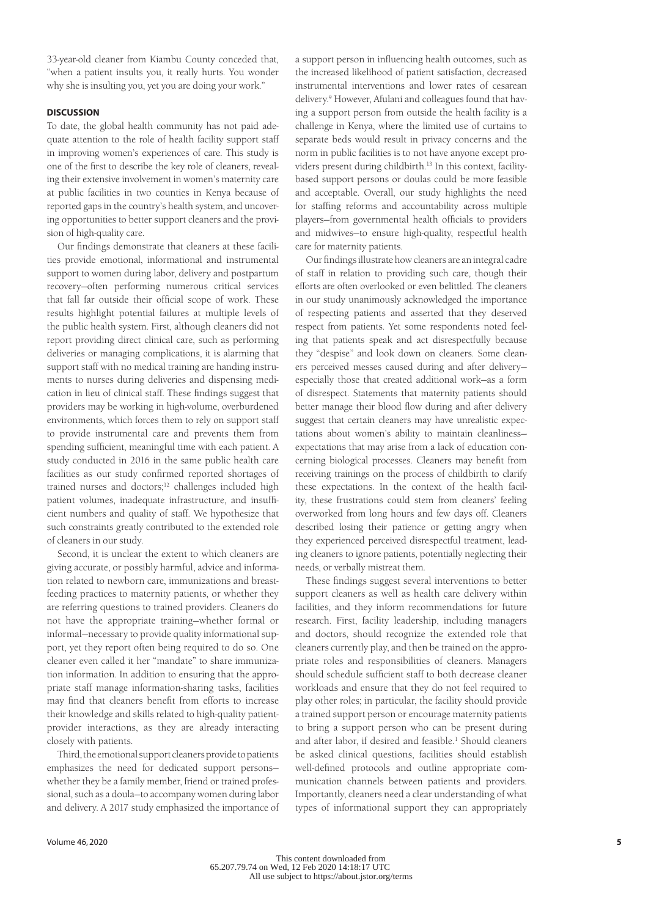33-year-old cleaner from Kiambu County conceded that, "when a patient insults you, it really hurts. You wonder why she is insulting you, yet you are doing your work."

## DISCUSSION

To date, the global health community has not paid adequate attention to the role of health facility support staff in improving women's experiences of care. This study is one of the first to describe the key role of cleaners, revealing their extensive involvement in women's maternity care at public facilities in two counties in Kenya because of reported gaps in the country's health system, and uncovering opportunities to better support cleaners and the provision of high-quality care.

Our findings demonstrate that cleaners at these facilities provide emotional, informational and instrumental support to women during labor, delivery and postpartum recovery—often performing numerous critical services that fall far outside their official scope of work. These results highlight potential failures at multiple levels of the public health system. First, although cleaners did not report providing direct clinical care, such as performing deliveries or managing complications, it is alarming that support staff with no medical training are handing instruments to nurses during deliveries and dispensing medication in lieu of clinical staff. These findings suggest that providers may be working in high-volume, overburdened environments, which forces them to rely on support staff to provide instrumental care and prevents them from spending sufficient, meaningful time with each patient. A study conducted in 2016 in the same public health care facilities as our study confirmed reported shortages of trained nurses and doctors;[12] challenges included high patient volumes, inadequate infrastructure, and insufficient numbers and quality of staff. We hypothesize that such constraints greatly contributed to the extended role of cleaners in our study.

Second, it is unclear the extent to which cleaners are giving accurate, or possibly harmful, advice and information related to newborn care, immunizations and breastfeeding practices to maternity patients, or whether they are referring questions to trained providers. Cleaners do not have the appropriate training—whether formal or informal—necessary to provide quality informational support, yet they report often being required to do so. One cleaner even called it her "mandate" to share immunization information. In addition to ensuring that the appropriate staff manage information-sharing tasks, facilities may find that cleaners benefit from efforts to increase their knowledge and skills related to high-quality patient-provider interactions, as they are already interacting closely with patients.

Third, the emotional support cleaners provide to patients emphasizes the need for dedicated support persons—whether they be a family member, friend or trained professional, such as a doula—to accompany women during labor and delivery. A 2017 study emphasized the importance of a support person in influencing health outcomes, such as the increased likelihood of patient satisfaction, decreased instrumental interventions and lower rates of cesarean delivery.[9] However, Afulani and colleagues found that having a support person from outside the health facility is a challenge in Kenya, where the limited use of curtains to separate beds would result in privacy concerns and the norm in public facilities is to not have anyone except providers present during childbirth.[13] In this context, facility-based support persons or doulas could be more feasible and acceptable. Overall, our study highlights the need for staffing reforms and accountability across multiple players—from governmental health officials to providers and midwives—to ensure high-quality, respectful health care for maternity patients.

Our findings illustrate how cleaners are an integral cadre of staff in relation to providing such care, though their efforts are often overlooked or even belittled. The cleaners in our study unanimously acknowledged the importance of respecting patients and asserted that they deserved respect from patients. Yet some respondents noted feeling that patients speak and act disrespectfully because they "despise" and look down on cleaners. Some cleaners perceived messes caused during and after delivery—especially those that created additional work—as a form of disrespect. Statements that maternity patients should better manage their blood flow during and after delivery suggest that certain cleaners may have unrealistic expectations about women's ability to maintain cleanliness—expectations that may arise from a lack of education concerning biological processes. Cleaners may benefit from receiving trainings on the process of childbirth to clarify these expectations. In the context of the health facility, these frustrations could stem from cleaners' feeling overworked from long hours and few days off. Cleaners described losing their patience or getting angry when they experienced perceived disrespectful treatment, leading cleaners to ignore patients, potentially neglecting their needs, or verbally mistreat them.

These findings suggest several interventions to better support cleaners as well as health care delivery within facilities, and they inform recommendations for future research. First, facility leadership, including managers and doctors, should recognize the extended role that cleaners currently play, and then be trained on the appropriate roles and responsibilities of cleaners. Managers should schedule sufficient staff to both decrease cleaner workloads and ensure that they do not feel required to play other roles; in particular, the facility should provide a trained support person or encourage maternity patients to bring a support person who can be present during and after labor, if desired and feasible.[1] Should cleaners be asked clinical questions, facilities should establish well-defined protocols and outline appropriate communication channels between patients and providers. Importantly, cleaners need a clear understanding of what types of informational support they can appropriately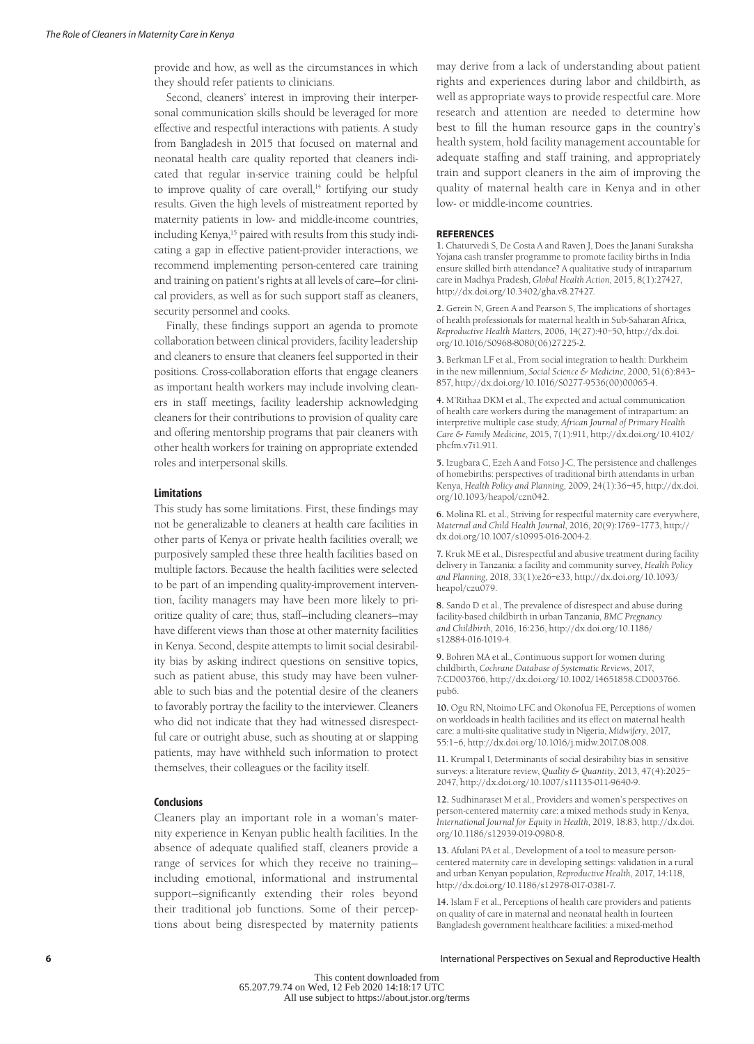provide and how, as well as the circumstances in which they should refer patients to clinicians.

Second, cleaners' interest in improving their interpersonal communication skills should be leveraged for more effective and respectful interactions with patients. A study from Bangladesh in 2015 that focused on maternal and neonatal health care quality reported that cleaners indicated that regular in-service training could be helpful to improve quality of care overall,[14] fortifying our study results. Given the high levels of mistreatment reported by maternity patients in low- and middle-income countries, including Kenya,[15] paired with results from this study indicating a gap in effective patient-provider interactions, we recommend implementing person-centered care training and training on patient's rights at all levels of care—for clinical providers, as well as for such support staff as cleaners, security personnel and cooks.

Finally, these findings support an agenda to promote collaboration between clinical providers, facility leadership and cleaners to ensure that cleaners feel supported in their positions. Cross-collaboration efforts that engage cleaners as important health workers may include involving cleaners in staff meetings, facility leadership acknowledging cleaners for their contributions to provision of quality care and offering mentorship programs that pair cleaners with other health workers for training on appropriate extended roles and interpersonal skills.

### Limitations

This study has some limitations. First, these findings may not be generalizable to cleaners at health care facilities in other parts of Kenya or private health facilities overall; we purposively sampled these three health facilities based on multiple factors. Because the health facilities were selected to be part of an impending quality-improvement intervention, facility managers may have been more likely to prioritize quality of care; thus, staff—including cleaners—may have different views than those at other maternity facilities in Kenya. Second, despite attempts to limit social desirability bias by asking indirect questions on sensitive topics, such as patient abuse, this study may have been vulnerable to such bias and the potential desire of the cleaners to favorably portray the facility to the interviewer. Cleaners who did not indicate that they had witnessed disrespectful care or outright abuse, such as shouting at or slapping patients, may have withheld such information to protect themselves, their colleagues or the facility itself.

### Conclusions

Cleaners play an important role in a woman's maternity experience in Kenyan public health facilities. In the absence of adequate qualified staff, cleaners provide a range of services for which they receive no training—including emotional, informational and instrumental support—significantly extending their roles beyond their traditional job functions. Some of their perceptions about being disrespected by maternity patients may derive from a lack of understanding about patient rights and experiences during labor and childbirth, as well as appropriate ways to provide respectful care. More research and attention are needed to determine how best to fill the human resource gaps in the country's health system, hold facility management accountable for adequate staffing and staff training, and appropriately train and support cleaners in the aim of improving the quality of maternal health care in Kenya and in other low- or middle-income countries.

## REFERENCES

**1.** Chaturvedi S, De Costa A and Raven J, Does the Janani Suraksha Yojana cash transfer programme to promote facility births in India ensure skilled birth attendance? A qualitative study of intrapartum care in Madhya Pradesh, *Global Health Action*, 2015, 8(1):27427, http://dx.doi.org/10.3402/gha.v8.27427.

**2.** Gerein N, Green A and Pearson S, The implications of shortages of health professionals for maternal health in Sub-Saharan Africa, *Reproductive Health Matters*, 2006, 14(27):40–50, http://dx.doi.org/10.1016/S0968-8080(06)27225-2.

**3.** Berkman LF et al., From social integration to health: Durkheim in the new millennium, *Social Science & Medicine*, 2000, 51(6):843–857, http://dx.doi.org/10.1016/S0277-9536(00)00065-4.

**4.** M'Rithaa DKM et al., The expected and actual communication of health care workers during the management of intrapartum: an interpretive multiple case study, *African Journal of Primary Health Care & Family Medicine*, 2015, 7(1):911, http://dx.doi.org/10.4102/phcfm.v7i1.911.

**5.** Izugbara C, Ezeh A and Fotso J-C, The persistence and challenges of homebirths: perspectives of traditional birth attendants in urban Kenya, *Health Policy and Planning*, 2009, 24(1):36–45, http://dx.doi.org/10.1093/heapol/czn042.

**6.** Molina RL et al., Striving for respectful maternity care everywhere, *Maternal and Child Health Journal*, 2016, 20(9):1769–1773, http://dx.doi.org/10.1007/s10995-016-2004-2.

**7.** Kruk ME et al., Disrespectful and abusive treatment during facility delivery in Tanzania: a facility and community survey, *Health Policy and Planning*, 2018, 33(1):e26–e33, http://dx.doi.org/10.1093/heapol/czu079.

**8.** Sando D et al., The prevalence of disrespect and abuse during facility-based childbirth in urban Tanzania, *BMC Pregnancy and Childbirth*, 2016, 16:236, http://dx.doi.org/10.1186/s12884-016-1019-4.

**9.** Bohren MA et al., Continuous support for women during childbirth, *Cochrane Database of Systematic Reviews*, 2017, 7:CD003766, http://dx.doi.org/10.1002/14651858.CD003766.pub6.

**10.** Ogu RN, Ntoimo LFC and Okonofua FE, Perceptions of women on workloads in health facilities and its effect on maternal health care: a multi-site qualitative study in Nigeria, *Midwifery*, 2017, 55:1–6, http://dx.doi.org/10.1016/j.midw.2017.08.008.

**11.** Krumpal I, Determinants of social desirability bias in sensitive surveys: a literature review, *Quality & Quantity*, 2013, 47(4):2025–2047, http://dx.doi.org/10.1007/s11135-011-9640-9.

**12.** Sudhinaraset M et al., Providers and women's perspectives on person-centered maternity care: a mixed methods study in Kenya, *International Journal for Equity in Health*, 2019, 18:83, http://dx.doi.org/10.1186/s12939-019-0980-8.

**13.** Afulani PA et al., Development of a tool to measure person-centered maternity care in developing settings: validation in a rural and urban Kenyan population, *Reproductive Health*, 2017, 14:118, http://dx.doi.org/10.1186/s12978-017-0381-7.

**14.** Islam F et al., Perceptions of health care providers and patients on quality of care in maternal and neonatal health in fourteen Bangladesh government healthcare facilities: a mixed-method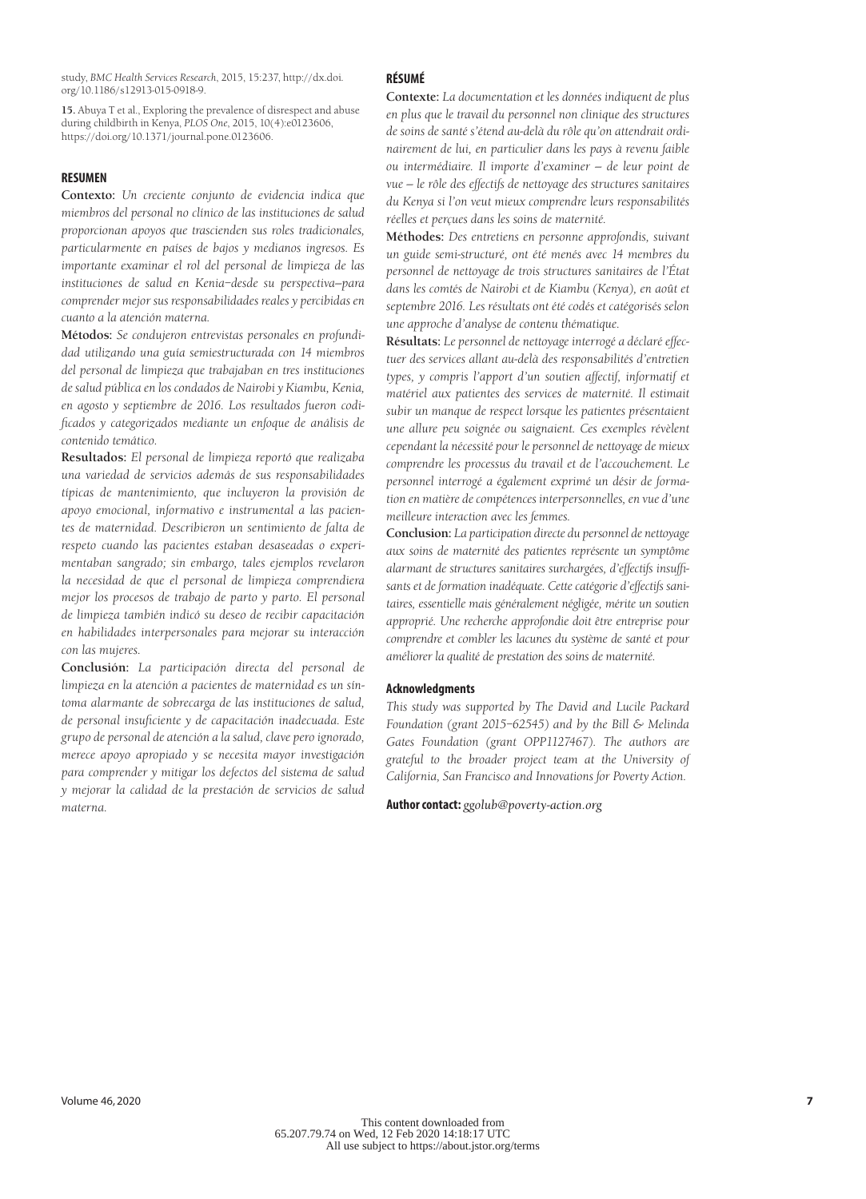study, *BMC Health Services Research*, 2015, 15:237, http://dx.doi.org/10.1186/s12913-015-0918-9.

**15.** Abuya T et al., Exploring the prevalence of disrespect and abuse during childbirth in Kenya, *PLOS One*, 2015, 10(4):e0123606, https://doi.org/10.1371/journal.pone.0123606.

## RESUMEN

**Contexto:** *Un creciente conjunto de evidencia indica que miembros del personal no clínico de las instituciones de salud proporcionan apoyos que trascienden sus roles tradicionales, particularmente en países de bajos y medianos ingresos. Es importante examinar el rol del personal de limpieza de las instituciones de salud en Kenia—desde su perspectiva—para comprender mejor sus responsabilidades reales y percibidas en cuanto a la atención materna.*

**Métodos:** *Se condujeron entrevistas personales en profundidad utilizando una guía semiestructurada con 14 miembros del personal de limpieza que trabajaban en tres instituciones de salud pública en los condados de Nairobi y Kiambu, Kenia, en agosto y septiembre de 2016. Los resultados fueron codificados y categorizados mediante un enfoque de análisis de contenido temático.*

**Resultados:** *El personal de limpieza reportó que realizaba una variedad de servicios además de sus responsabilidades típicas de mantenimiento, que incluyeron la provisión de apoyo emocional, informativo e instrumental a las pacientes de maternidad. Describieron un sentimiento de falta de respeto cuando las pacientes estaban desaseadas o experimentaban sangrado; sin embargo, tales ejemplos revelaron la necesidad de que el personal de limpieza comprendiera mejor los procesos de trabajo de parto y parto. El personal de limpieza también indicó su deseo de recibir capacitación en habilidades interpersonales para mejorar su interacción con las mujeres.*

**Conclusión:** *La participación directa del personal de limpieza en la atención a pacientes de maternidad es un síntoma alarmante de sobrecarga de las instituciones de salud, de personal insuficiente y de capacitación inadecuada. Este grupo de personal de atención a la salud, clave pero ignorado, merece apoyo apropiado y se necesita mayor investigación para comprender y mitigar los defectos del sistema de salud y mejorar la calidad de la prestación de servicios de salud materna.*

## RÉSUMÉ

**Contexte:** *La documentation et les données indiquent de plus en plus que le travail du personnel non clinique des structures de soins de santé s'étend au-delà du rôle qu'on attendrait ordinairement de lui, en particulier dans les pays à revenu faible ou intermédiaire. Il importe d'examiner – de leur point de vue – le rôle des effectifs de nettoyage des structures sanitaires du Kenya si l'on veut mieux comprendre leurs responsabilités réelles et perçues dans les soins de maternité.*

**Méthodes:** *Des entretiens en personne approfondis, suivant un guide semi-structuré, ont été menés avec 14 membres du personnel de nettoyage de trois structures sanitaires de l'État dans les comtés de Nairobi et de Kiambu (Kenya), en août et septembre 2016. Les résultats ont été codés et catégorisés selon une approche d'analyse de contenu thématique.*

**Résultats:** *Le personnel de nettoyage interrogé a déclaré effectuer des services allant au-delà des responsabilités d'entretien types, y compris l'apport d'un soutien affectif, informatif et matériel aux patientes des services de maternité. Il estimait subir un manque de respect lorsque les patientes présentaient une allure peu soignée ou saignaient. Ces exemples révèlent cependant la nécessité pour le personnel de nettoyage de mieux comprendre les processus du travail et de l'accouchement. Le personnel interrogé a également exprimé un désir de formation en matière de compétences interpersonnelles, en vue d'une meilleure interaction avec les femmes.*

**Conclusion:** *La participation directe du personnel de nettoyage aux soins de maternité des patientes représente un symptôme alarmant de structures sanitaires surchargées, d'effectifs insuffisants et de formation inadéquate. Cette catégorie d'effectifs sanitaires, essentielle mais généralement négligée, mérite un soutien approprié. Une recherche approfondie doit être entreprise pour comprendre et combler les lacunes du système de santé et pour améliorer la qualité de prestation des soins de maternité.*

## Acknowledgments

*This study was supported by The David and Lucile Packard Foundation (grant 2015–62545) and by the Bill & Melinda Gates Foundation (grant OPP1127467). The authors are grateful to the broader project team at the University of California, San Francisco and Innovations for Poverty Action.*

**Author contact:** *ggolub@poverty-action.org*